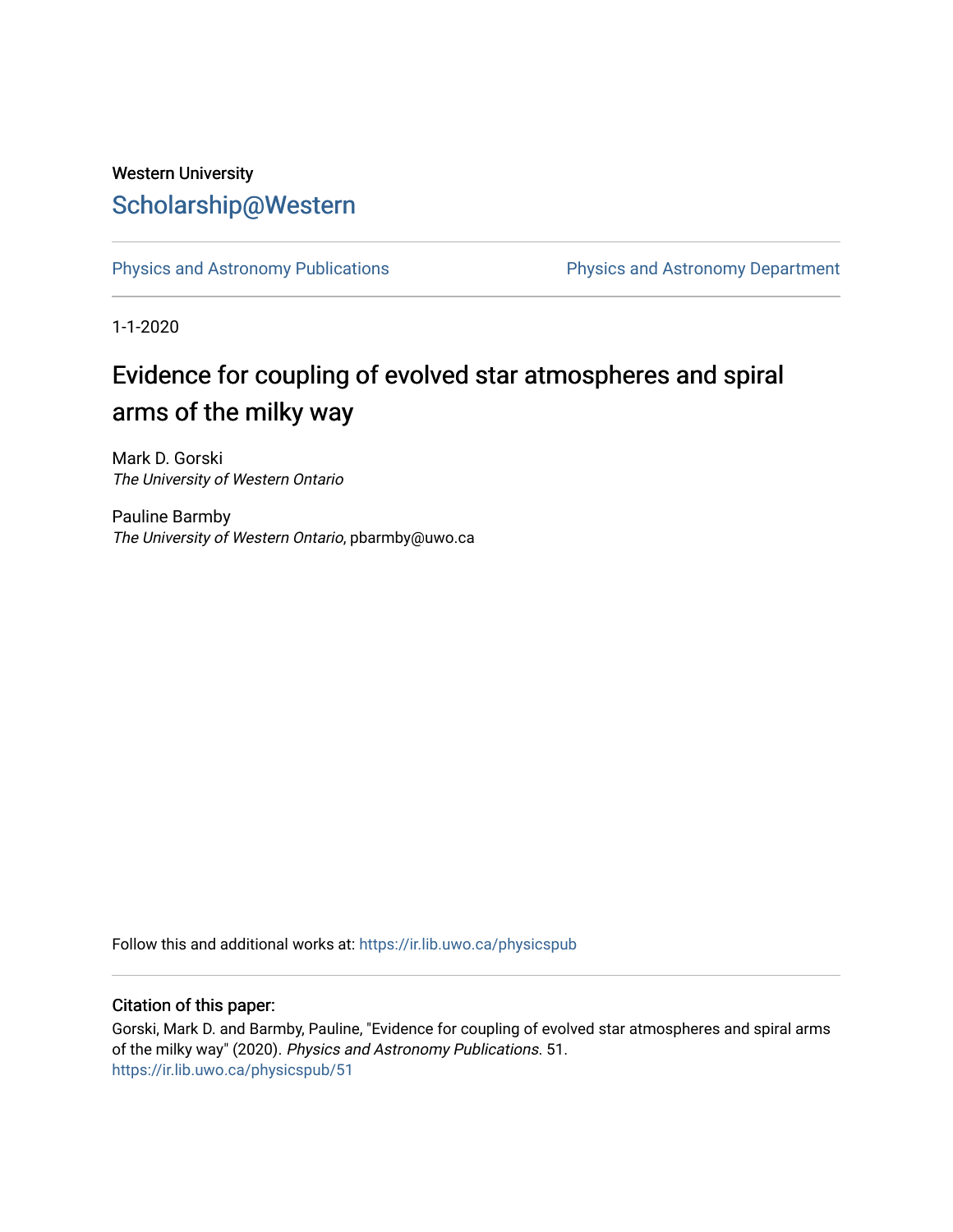Western University

# Scholarship@Western

Physics and Astronomy Publications

Physics and Astronomy Department

1-1-2020

## Evidence for coupling of evolved star atmospheres and spiral arms of the milky way

Mark D. Gorski
*The University of Western Ontario*

Pauline Barmby
*The University of Western Ontario*, pbarmby@uwo.ca

Follow this and additional works at: https://ir.lib.uwo.ca/physicspub

### Citation of this paper:

Gorski, Mark D. and Barmby, Pauline, "Evidence for coupling of evolved star atmospheres and spiral arms of the milky way" (2020). *Physics and Astronomy Publications*. 51.
https://ir.lib.uwo.ca/physicspub/51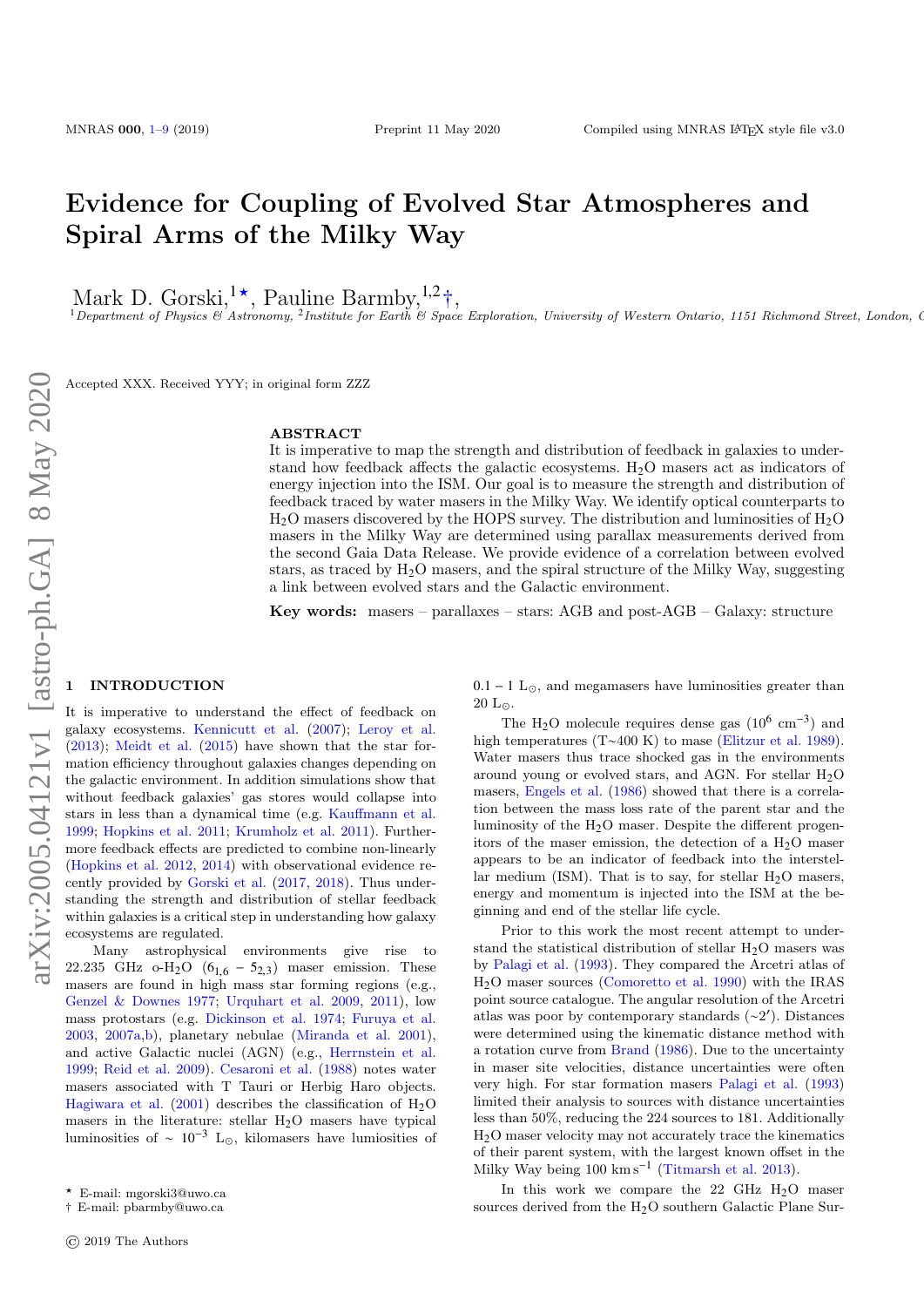# Evidence for Coupling of Evolved Star Atmospheres and Spiral Arms of the Milky Way

Mark D. Gorski,[1⋆], Pauline Barmby,[1,2†],
[1]Department of Physics & Astronomy, [2]Institute for Earth & Space Exploration, University of Western Ontario, 1151 Richmond Street, London, C

Accepted XXX. Received YYY; in original form ZZZ

## ABSTRACT

It is imperative to map the strength and distribution of feedback in galaxies to understand how feedback affects the galactic ecosystems. $H_2O$ masers act as indicators of energy injection into the ISM. Our goal is to measure the strength and distribution of feedback traced by water masers in the Milky Way. We identify optical counterparts to $H_2O$ masers discovered by the HOPS survey. The distribution and luminosities of $H_2O$ masers in the Milky Way are determined using parallax measurements derived from the second Gaia Data Release. We provide evidence of a correlation between evolved stars, as traced by $H_2O$ masers, and the spiral structure of the Milky Way, suggesting a link between evolved stars and the Galactic environment.

**Key words:** masers – parallaxes – stars: AGB and post-AGB – Galaxy: structure

## 1 INTRODUCTION

It is imperative to understand the effect of feedback on galaxy ecosystems. Kennicutt et al. (2007); Leroy et al. (2013); Meidt et al. (2015) have shown that the star formation efficiency throughout galaxies changes depending on the galactic environment. In addition simulations show that without feedback galaxies' gas stores would collapse into stars in less than a dynamical time (e.g. Kauffmann et al. 1999; Hopkins et al. 2011; Krumholz et al. 2011). Furthermore feedback effects are predicted to combine non-linearly (Hopkins et al. 2012, 2014) with observational evidence recently provided by Gorski et al. (2017, 2018). Thus understanding the strength and distribution of stellar feedback within galaxies is a critical step in understanding how galaxy ecosystems are regulated.

Many astrophysical environments give rise to 22.235 GHz o-$H_2O$ ($6_{1,6} - 5_{2,3}$) maser emission. These masers are found in high mass star forming regions (e.g., Genzel & Downes 1977; Urquhart et al. 2009, 2011), low mass protostars (e.g. Dickinson et al. 1974; Furuya et al. 2003, 2007a,b), planetary nebulae (Miranda et al. 2001), and active Galactic nuclei (AGN) (e.g., Herrnstein et al. 1999; Reid et al. 2009). Cesaroni et al. (1988) notes water masers associated with T Tauri or Herbig Haro objects. Hagiwara et al. (2001) describes the classification of $H_2O$ masers in the literature: stellar $H_2O$ masers have typical luminosities of $\sim 10^{-3}$ $L_\odot$, kilomasers have lumiosities of $0.1 - 1$ $L_\odot$, and megamasers have luminosities greater than 20 $L_\odot$.

The $H_2O$ molecule requires dense gas ($10^6$ cm$^{-3}$) and high temperatures (T∼400 K) to mase (Elitzur et al. 1989). Water masers thus trace shocked gas in the environments around young or evolved stars, and AGN. For stellar $H_2O$ masers, Engels et al. (1986) showed that there is a correlation between the mass loss rate of the parent star and the luminosity of the $H_2O$ maser. Despite the different progenitors of the maser emission, the detection of a $H_2O$ maser appears to be an indicator of feedback into the interstellar medium (ISM). That is to say, for stellar $H_2O$ masers, energy and momentum is injected into the ISM at the beginning and end of the stellar life cycle.

Prior to this work the most recent attempt to understand the statistical distribution of stellar $H_2O$ masers was by Palagi et al. (1993). They compared the Arcetri atlas of $H_2O$ maser sources (Comoretto et al. 1990) with the IRAS point source catalogue. The angular resolution of the Arcetri atlas was poor by contemporary standards (∼2′). Distances were determined using the kinematic distance method with a rotation curve from Brand (1986). Due to the uncertainty in maser site velocities, distance uncertainties were often very high. For star formation masers Palagi et al. (1993) limited their analysis to sources with distance uncertainties less than 50%, reducing the 224 sources to 181. Additionally $H_2O$ maser velocity may not accurately trace the kinematics of their parent system, with the largest known offset in the Milky Way being 100 km s$^{-1}$ (Titmarsh et al. 2013).

In this work we compare the 22 GHz $H_2O$ maser sources derived from the $H_2O$ southern Galactic Plane Sur-

⋆ E-mail: mgorski3@uwo.ca
† E-mail: pbarmby@uwo.ca

© 2019 The Authors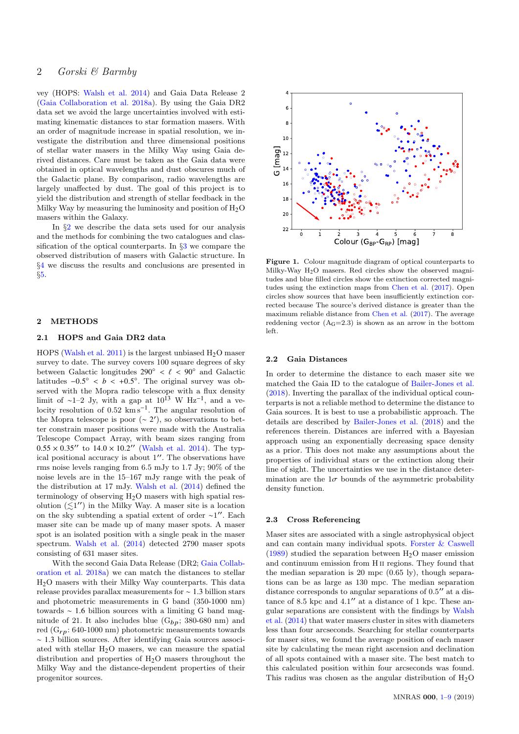vey (HOPS: Walsh et al. 2014) and Gaia Data Release 2 (Gaia Collaboration et al. 2018a). By using the Gaia DR2 data set we avoid the large uncertainties involved with estimating kinematic distances to star formation masers. With an order of magnitude increase in spatial resolution, we investigate the distribution and three dimensional positions of stellar water masers in the Milky Way using Gaia derived distances. Care must be taken as the Gaia data were obtained in optical wavelengths and dust obscures much of the Galactic plane. By comparison, radio wavelengths are largely unaffected by dust. The goal of this project is to yield the distribution and strength of stellar feedback in the Milky Way by measuring the luminosity and position of $H_2O$ masers within the Galaxy.

In §2 we describe the data sets used for our analysis and the methods for combining the two catalogues and classification of the optical counterparts. In §3 we compare the observed distribution of masers with Galactic structure. In §4 we discuss the results and conclusions are presented in §5.

## 2 METHODS

### 2.1 HOPS and Gaia DR2 data

HOPS (Walsh et al. 2011) is the largest unbiased $H_2O$ maser survey to date. The survey covers 100 square degrees of sky between Galactic longitudes $290° < \ell < 90°$ and Galactic latitudes $-0.5° < b < +0.5°$. The original survey was observed with the Mopra radio telescope with a flux density limit of ~1–2 Jy, with a gap at $10^{13}$ W Hz$^{-1}$, and a velocity resolution of 0.52 km s$^{-1}$. The angular resolution of the Mopra telescope is poor (~ 2′), so observations to better constrain maser positions were made with the Australia Telescope Compact Array, with beam sizes ranging from $0.55 \times 0.35''$ to $14.0 \times 10.2''$ (Walsh et al. 2014). The typical positional accuracy is about 1″. The observations have rms noise levels ranging from 6.5 mJy to 1.7 Jy; 90% of the noise levels are in the 15–167 mJy range with the peak of the distribution at 17 mJy. Walsh et al. (2014) defined the terminology of observing $H_2O$ masers with high spatial resolution ($\lesssim 1''$) in the Milky Way. A maser site is a location on the sky subtending a spatial extent of order ~1″. Each maser site can be made up of many maser spots. A maser spot is an isolated position with a single peak in the maser spectrum. Walsh et al. (2014) detected 2790 maser spots consisting of 631 maser sites.

With the second Gaia Data Release (DR2; Gaia Collaboration et al. 2018a) we can match the distances to stellar $H_2O$ masers with their Milky Way counterparts. This data release provides parallax measurements for ~ 1.3 billion stars and photometric measurements in G band (350-1000 nm) towards ~ 1.6 billion sources with a limiting G band magnitude of 21. It also includes blue ($G_{bp}$: 380-680 nm) and red ($G_{rp}$: 640-1000 nm) photometric measurements towards ~ 1.3 billion sources. After identifying Gaia sources associated with stellar $H_2O$ masers, we can measure the spatial distribution and properties of $H_2O$ masers throughout the Milky Way and the distance-dependent properties of their progenitor sources.

**Figure 1.** Colour magnitude diagram of optical counterparts to Milky-Way $H_2O$ masers. Red circles show the observed magnitudes and blue filled circles show the extinction corrected magnitudes using the extinction maps from Chen et al. (2017). Open circles show sources that have been insufficiently extinction corrected because The source's derived distance is greater than the maximum reliable distance from Chen et al. (2017). The average reddening vector ($A_G$=2.3) is shown as an arrow in the bottom left.

### 2.2 Gaia Distances

In order to determine the distance to each maser site we matched the Gaia ID to the catalogue of Bailer-Jones et al. (2018). Inverting the parallax of the individual optical counterparts is not a reliable method to determine the distance to Gaia sources. It is best to use a probabilistic approach. The details are described by Bailer-Jones et al. (2018) and the references therein. Distances are inferred with a Bayesian approach using an exponentially decreasing space density as a prior. This does not make any assumptions about the properties of individual stars or the extinction along their line of sight. The uncertainties we use in the distance determination are the 1$\sigma$ bounds of the asymmetric probability density function.

### 2.3 Cross Referencing

Maser sites are associated with a single astrophysical object and can contain many individual spots. Forster & Caswell (1989) studied the separation between $H_2O$ maser emission and continuum emission from H II regions. They found that the median separation is 20 mpc (0.65 ly), though separations can be as large as 130 mpc. The median separation distance corresponds to angular separations of 0.5″ at a distance of 8.5 kpc and 4.1″ at a distance of 1 kpc. These angular separations are consistent with the findings by Walsh et al. (2014) that water masers cluster in sites with diameters less than four arcseconds. Searching for stellar counterparts for maser sites, we found the average position of each maser site by calculating the mean right ascension and declination of all spots contained with a maser site. The best match to this calculated position within four arcseconds was found. This radius was chosen as the angular distribution of $H_2O$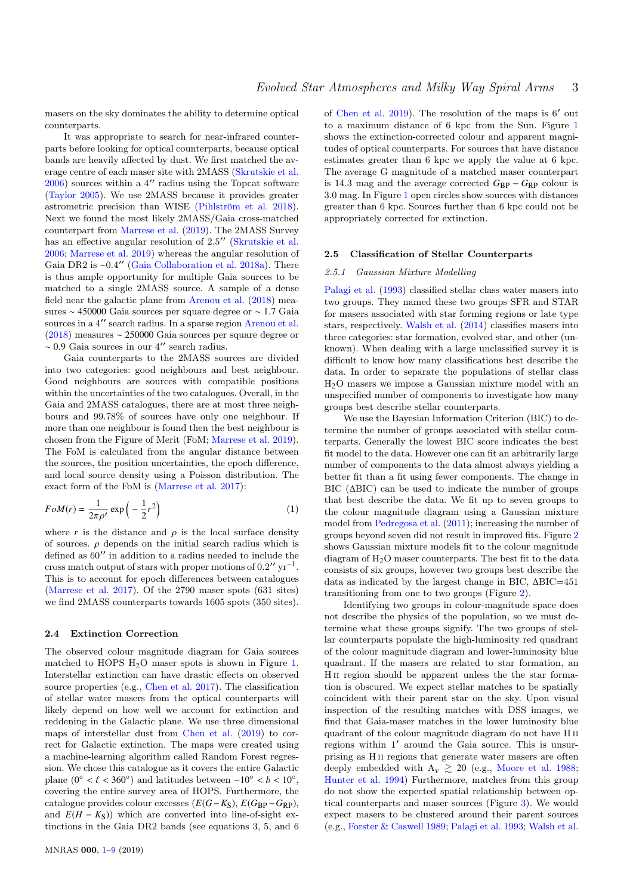masers on the sky dominates the ability to determine optical counterparts.

It was appropriate to search for near-infrared counterparts before looking for optical counterparts, because optical bands are heavily affected by dust. We first matched the average centre of each maser site with 2MASS (Skrutskie et al. 2006) sources within a 4″ radius using the Topcat software (Taylor 2005). We use 2MASS because it provides greater astrometric precision than WISE (Pihlström et al. 2018). Next we found the most likely 2MASS/Gaia cross-matched counterpart from Marrese et al. (2019). The 2MASS Survey has an effective angular resolution of 2.5″ (Skrutskie et al. 2006; Marrese et al. 2019) whereas the angular resolution of Gaia DR2 is ~0.4″ (Gaia Collaboration et al. 2018a). There is thus ample opportunity for multiple Gaia sources to be matched to a single 2MASS source. A sample of a dense field near the galactic plane from Arenou et al. (2018) measures ~ 450000 Gaia sources per square degree or ~ 1.7 Gaia sources in a 4″ search radius. In a sparse region Arenou et al. (2018) measures ~ 250000 Gaia sources per square degree or ~ 0.9 Gaia sources in our 4″ search radius.

Gaia counterparts to the 2MASS sources are divided into two categories: good neighbours and best neighbour. Good neighbours are sources with compatible positions within the uncertainties of the two catalogues. Overall, in the Gaia and 2MASS catalogues, there are at most three neighbours and 99.78% of sources have only one neighbour. If more than one neighbour is found then the best neighbour is chosen from the Figure of Merit (FoM; Marrese et al. 2019). The FoM is calculated from the angular distance between the sources, the position uncertainties, the epoch difference, and local source density using a Poisson distribution. The exact form of the FoM is (Marrese et al. 2017):

$$FoM(r) = \frac{1}{2\pi\rho'}\exp\left(-\frac{1}{2}r^2\right) \tag{1}$$

where $r$ is the distance and $\rho$ is the local surface density of sources. $\rho$ depends on the initial search radius which is defined as 60″ in addition to a radius needed to include the cross match output of stars with proper motions of 0.2″ $\mathrm{yr}^{-1}$. This is to account for epoch differences between catalogues (Marrese et al. 2017). Of the 2790 maser spots (631 sites) we find 2MASS counterparts towards 1605 spots (350 sites).

### 2.4 Extinction Correction

The observed colour magnitude diagram for Gaia sources matched to HOPS $H_2O$ maser spots is shown in Figure 1. Interstellar extinction can have drastic effects on observed source properties (e.g., Chen et al. 2017). The classification of stellar water masers from the optical counterparts will likely depend on how well we account for extinction and reddening in the Galactic plane. We use three dimensional maps of interstellar dust from Chen et al. (2019) to correct for Galactic extinction. The maps were created using a machine-learning algorithm called Random Forest regression. We chose this catalogue as it covers the entire Galactic plane ($0° < \ell < 360°$) and latitudes between $-10° < b < 10°$, covering the entire survey area of HOPS. Furthermore, the catalogue provides colour excesses ($E(G-K_S)$, $E(G_{BP}-G_{RP})$, and $E(H-K_S)$) which are converted into line-of-sight extinctions in the Gaia DR2 bands (see equations 3, 5, and 6 of Chen et al. 2019). The resolution of the maps is 6′ out to a maximum distance of 6 kpc from the Sun. Figure 1 shows the extinction-corrected colour and apparent magnitudes of optical counterparts. For sources that have distance estimates greater than 6 kpc we apply the value at 6 kpc. The average G magnitude of a matched maser counterpart is 14.3 mag and the average corrected $G_{BP}-G_{RP}$ colour is 3.0 mag. In Figure 1 open circles show sources with distances greater than 6 kpc. Sources further than 6 kpc could not be appropriately corrected for extinction.

### 2.5 Classification of Stellar Counterparts

#### 2.5.1 *Gaussian Mixture Modelling*

Palagi et al. (1993) classified stellar class water masers into two groups. They named these two groups SFR and STAR for masers associated with star forming regions or late type stars, respectively. Walsh et al. (2014) classifies masers into three categories: star formation, evolved star, and other (unknown). When dealing with a large unclassified survey it is difficult to know how many classifications best describe the data. In order to separate the populations of stellar class $H_2O$ masers we impose a Gaussian mixture model with an unspecified number of components to investigate how many groups best describe stellar counterparts.

We use the Bayesian Information Criterion (BIC) to determine the number of groups associated with stellar counterparts. Generally the lowest BIC score indicates the best fit model to the data. However one can fit an arbitrarily large number of components to the data almost always yielding a better fit than a fit using fewer components. The change in BIC ($\Delta$BIC) can be used to indicate the number of groups that best describe the data. We fit up to seven groups to the colour magnitude diagram using a Gaussian mixture model from Pedregosa et al. (2011); increasing the number of groups beyond seven did not result in improved fits. Figure 2 shows Gaussian mixture models fit to the colour magnitude diagram of $H_2O$ maser counterparts. The best fit to the data consists of six groups, however two groups best describe the data as indicated by the largest change in BIC, $\Delta$BIC=451 transitioning from one to two groups (Figure 2).

Identifying two groups in colour-magnitude space does not describe the physics of the population, so we must determine what these groups signify. The two groups of stellar counterparts populate the high-luminosity red quadrant of the colour magnitude diagram and lower-luminosity blue quadrant. If the masers are related to star formation, an H II region should be apparent unless the the star formation is obscured. We expect stellar matches to be spatially coincident with their parent star on the sky. Upon visual inspection of the resulting matches with DSS images, we find that Gaia-maser matches in the lower luminosity blue quadrant of the colour magnitude diagram do not have H II regions within 1′ around the Gaia source. This is unsurprising as H II regions that generate water masers are often deeply embedded with $A_v \gtrsim 20$ (e.g., Moore et al. 1988; Hunter et al. 1994) Furthermore, matches from this group do not show the expected spatial relationship between optical counterparts and maser sources (Figure 3). We would expect masers to be clustered around their parent sources (e.g., Forster & Caswell 1989; Palagi et al. 1993; Walsh et al.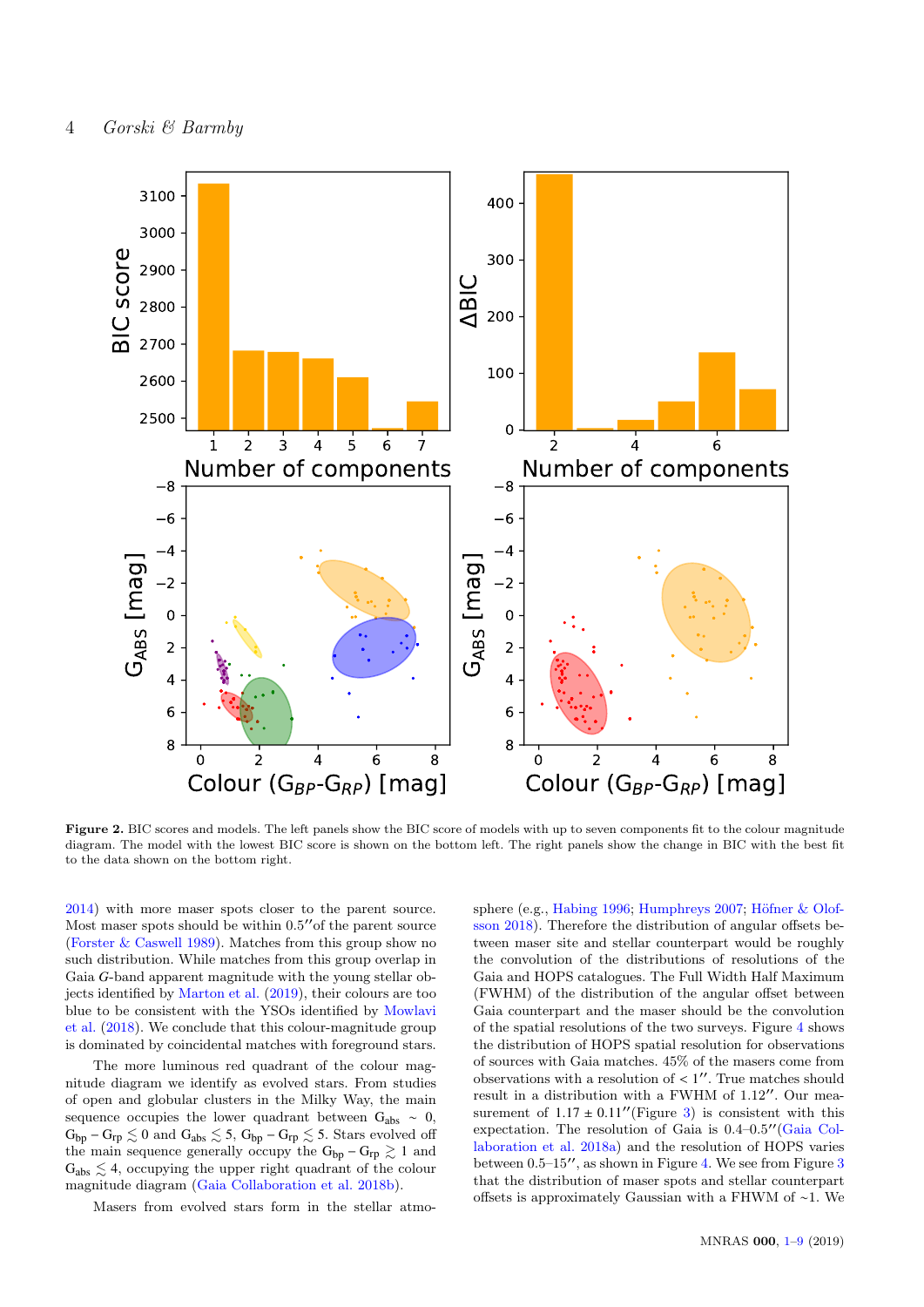**Figure 2.** BIC scores and models. The left panels show the BIC score of models with up to seven components fit to the colour magnitude diagram. The model with the lowest BIC score is shown on the bottom left. The right panels show the change in BIC with the best fit to the data shown on the bottom right.

2014) with more maser spots closer to the parent source. Most maser spots should be within 0.5″of the parent source (Forster & Caswell 1989). Matches from this group show no such distribution. While matches from this group overlap in Gaia $G$-band apparent magnitude with the young stellar objects identified by Marton et al. (2019), their colours are too blue to be consistent with the YSOs identified by Mowlavi et al. (2018). We conclude that this colour-magnitude group is dominated by coincidental matches with foreground stars.

The more luminous red quadrant of the colour magnitude diagram we identify as evolved stars. From studies of open and globular clusters in the Milky Way, the main sequence occupies the lower quadrant between $G_{abs} \sim 0$, $G_{bp} - G_{rp} \lesssim 0$ and $G_{abs} \lesssim 5$, $G_{bp} - G_{rp} \lesssim 5$. Stars evolved off the main sequence generally occupy the $G_{bp} - G_{rp} \gtrsim 1$ and $G_{abs} \lesssim 4$, occupying the upper right quadrant of the colour magnitude diagram (Gaia Collaboration et al. 2018b).

Masers from evolved stars form in the stellar atmosphere (e.g., Habing 1996; Humphreys 2007; Höfner & Olofsson 2018). Therefore the distribution of angular offsets between maser site and stellar counterpart would be roughly the convolution of the distributions of resolutions of the Gaia and HOPS catalogues. The Full Width Half Maximum (FWHM) of the distribution of the angular offset between Gaia counterpart and the maser should be the convolution of the spatial resolutions of the two surveys. Figure 4 shows the distribution of HOPS spatial resolution for observations of sources with Gaia matches. 45% of the masers come from observations with a resolution of < 1″. True matches should result in a distribution with a FWHM of 1.12″. Our measurement of 1.17 ± 0.11″(Figure 3) is consistent with this expectation. The resolution of Gaia is 0.4–0.5″(Gaia Collaboration et al. 2018a) and the resolution of HOPS varies between 0.5–15″, as shown in Figure 4. We see from Figure 3 that the distribution of maser spots and stellar counterpart offsets is approximately Gaussian with a FWHM of ~1. We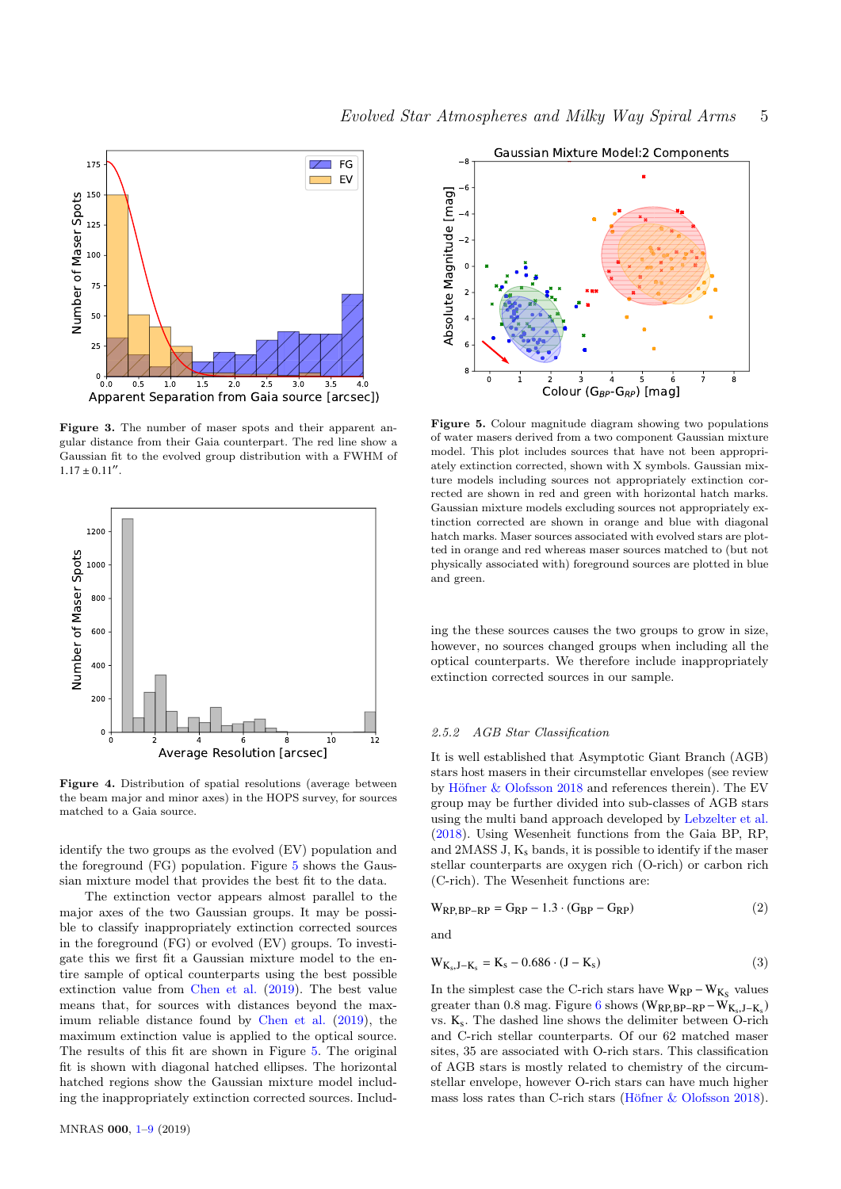**Figure 3.** The number of maser spots and their apparent angular distance from their Gaia counterpart. The red line show a Gaussian fit to the evolved group distribution with a FWHM of $1.17 \pm 0.11''$.

**Figure 4.** Distribution of spatial resolutions (average between the beam major and minor axes) in the HOPS survey, for sources matched to a Gaia source.

identify the two groups as the evolved (EV) population and the foreground (FG) population. Figure 5 shows the Gaussian mixture model that provides the best fit to the data.

The extinction vector appears almost parallel to the major axes of the two Gaussian groups. It may be possible to classify inappropriately extinction corrected sources in the foreground (FG) or evolved (EV) groups. To investigate this we first fit a Gaussian mixture model to the entire sample of optical counterparts using the best possible extinction value from Chen et al. (2019). The best value means that, for sources with distances beyond the maximum reliable distance found by Chen et al. (2019), the maximum extinction value is applied to the optical source. The results of this fit are shown in Figure 5. The original fit is shown with diagonal hatched ellipses. The horizontal hatched regions show the Gaussian mixture model including the inappropriately extinction corrected sources. Including the these sources causes the two groups to grow in size, however, no sources changed groups when including all the optical counterparts. We therefore include inappropriately extinction corrected sources in our sample.

**Figure 5.** Colour magnitude diagram showing two populations of water masers derived from a two component Gaussian mixture model. This plot includes sources that have not been appropriately extinction corrected, shown with X symbols. Gaussian mixture models including sources not appropriately extinction corrected are shown in red and green with horizontal hatch marks. Gaussian mixture models excluding sources not appropriately extinction corrected are shown in orange and blue with diagonal hatch marks. Maser sources associated with evolved stars are plotted in orange and red whereas maser sources matched to (but not physically associated with) foreground sources are plotted in blue and green.

### 2.5.2 AGB Star Classification

It is well established that Asymptotic Giant Branch (AGB) stars host masers in their circumstellar envelopes (see review by Höfner & Olofsson 2018 and references therein). The EV group may be further divided into sub-classes of AGB stars using the multi band approach developed by Lebzelter et al. (2018). Using Wesenheit functions from the Gaia BP, RP, and 2MASS J, $K_s$ bands, it is possible to identify if the maser stellar counterparts are oxygen rich (O-rich) or carbon rich (C-rich). The Wesenheit functions are:

$$W_{RP,BP-RP} = G_{RP} - 1.3 \cdot (G_{BP} - G_{RP}) \tag{2}$$

and

$$W_{K_s,J-K_s} = K_s - 0.686 \cdot (J - K_s) \tag{3}$$

In the simplest case the C-rich stars have $W_{RP} - W_{K_S}$ values greater than 0.8 mag. Figure 6 shows ($W_{RP,BP-RP} - W_{K_s,J-K_s}$) vs. $K_s$. The dashed line shows the delimiter between O-rich and C-rich stellar counterparts. Of our 62 matched maser sites, 35 are associated with O-rich stars. This classification of AGB stars is mostly related to chemistry of the circumstellar envelope, however O-rich stars can have much higher mass loss rates than C-rich stars (Höfner & Olofsson 2018).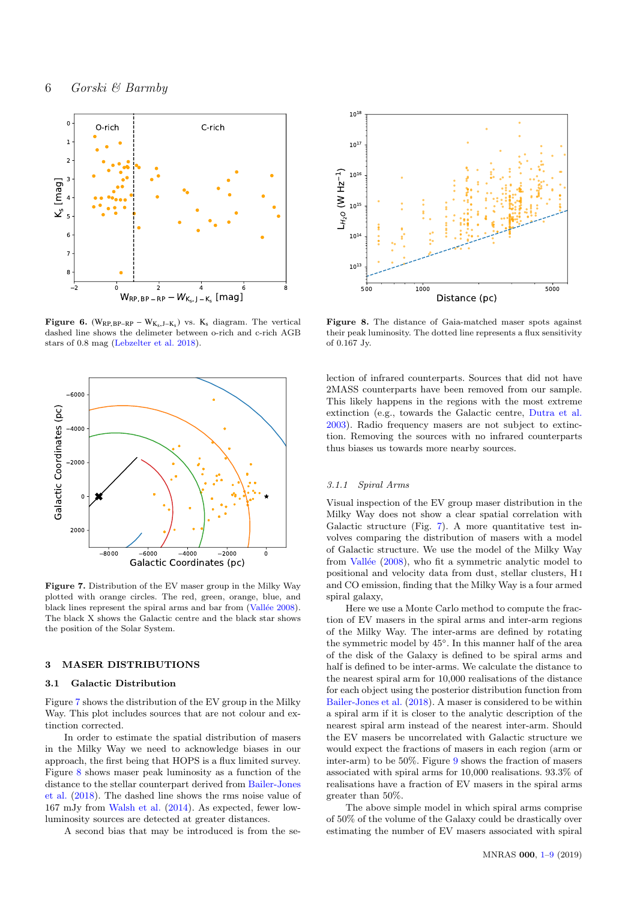**Figure 6.** ($W_{RP,BP-RP} - W_{K_s,J-K_s}$) vs. $K_s$ diagram. The vertical dashed line shows the delimeter between o-rich and c-rich AGB stars of 0.8 mag (Lebzelter et al. 2018).

**Figure 8.** The distance of Gaia-matched maser spots against their peak luminosity. The dotted line represents a flux sensitivity of 0.167 Jy.

**Figure 7.** Distribution of the EV maser group in the Milky Way plotted with orange circles. The red, green, orange, blue, and black lines represent the spiral arms and bar from (Vallée 2008). The black X shows the Galactic centre and the black star shows the position of the Solar System.

## 3 MASER DISTRIBUTIONS

### 3.1 Galactic Distribution

Figure 7 shows the distribution of the EV group in the Milky Way. This plot includes sources that are not colour and extinction corrected.

In order to estimate the spatial distribution of masers in the Milky Way we need to acknowledge biases in our approach, the first being that HOPS is a flux limited survey. Figure 8 shows maser peak luminosity as a function of the distance to the stellar counterpart derived from Bailer-Jones et al. (2018). The dashed line shows the rms noise value of 167 mJy from Walsh et al. (2014). As expected, fewer low-luminosity sources are detected at greater distances.

A second bias that may be introduced is from the selection of infrared counterparts. Sources that did not have 2MASS counterparts have been removed from our sample. This likely happens in the regions with the most extreme extinction (e.g., towards the Galactic centre, Dutra et al. 2003). Radio frequency masers are not subject to extinction. Removing the sources with no infrared counterparts thus biases us towards more nearby sources.

#### 3.1.1 *Spiral Arms*

Visual inspection of the EV group maser distribution in the Milky Way does not show a clear spatial correlation with Galactic structure (Fig. 7). A more quantitative test involves comparing the distribution of masers with a model of Galactic structure. We use the model of the Milky Way from Vallée (2008), who fit a symmetric analytic model to positional and velocity data from dust, stellar clusters, H I and CO emission, finding that the Milky Way is a four armed spiral galaxy,

Here we use a Monte Carlo method to compute the fraction of EV masers in the spiral arms and inter-arm regions of the Milky Way. The inter-arms are defined by rotating the symmetric model by 45°. In this manner half of the area of the disk of the Galaxy is defined to be spiral arms and half is defined to be inter-arms. We calculate the distance to the nearest spiral arm for 10,000 realisations of the distance for each object using the posterior distribution function from Bailer-Jones et al. (2018). A maser is considered to be within a spiral arm if it is closer to the analytic description of the nearest spiral arm instead of the nearest inter-arm. Should the EV masers be uncorrelated with Galactic structure we would expect the fractions of masers in each region (arm or inter-arm) to be 50%. Figure 9 shows the fraction of masers associated with spiral arms for 10,000 realisations. 93.3% of realisations have a fraction of EV masers in the spiral arms greater than 50%.

The above simple model in which spiral arms comprise of 50% of the volume of the Galaxy could be drastically over estimating the number of EV masers associated with spiral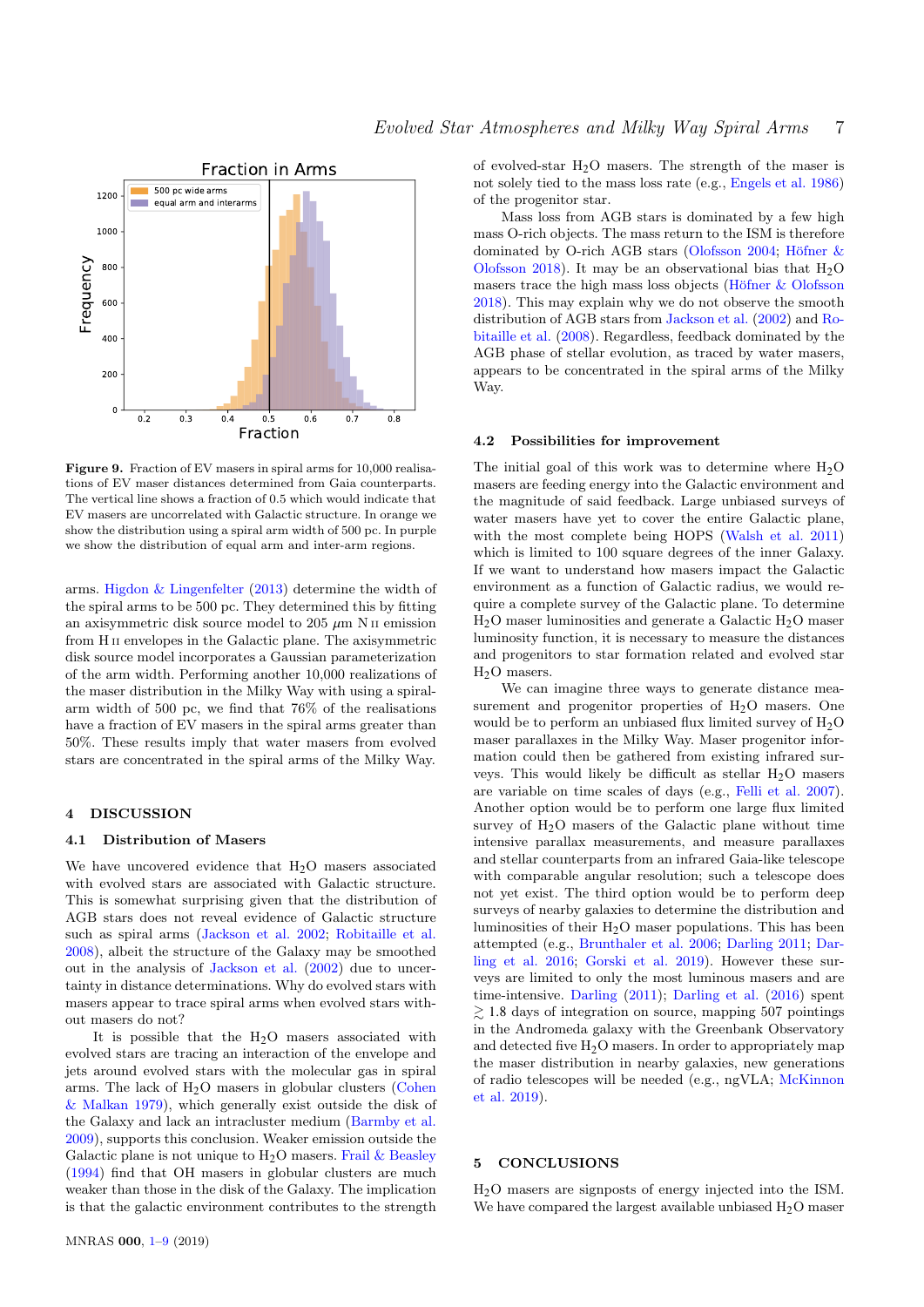**Figure 9.** Fraction of EV masers in spiral arms for 10,000 realisations of EV maser distances determined from Gaia counterparts. The vertical line shows a fraction of 0.5 which would indicate that EV masers are uncorrelated with Galactic structure. In orange we show the distribution using a spiral arm width of 500 pc. In purple we show the distribution of equal arm and inter-arm regions.

arms. Higdon & Lingenfelter (2013) determine the width of the spiral arms to be 500 pc. They determined this by fitting an axisymmetric disk source model to 205 $\mu$m N II emission from H II envelopes in the Galactic plane. The axisymmetric disk source model incorporates a Gaussian parameterization of the arm width. Performing another 10,000 realizations of the maser distribution in the Milky Way with using a spiral-arm width of 500 pc, we find that 76% of the realisations have a fraction of EV masers in the spiral arms greater than 50%. These results imply that water masers from evolved stars are concentrated in the spiral arms of the Milky Way.

## 4 DISCUSSION

### 4.1 Distribution of Masers

We have uncovered evidence that $H_2O$ masers associated with evolved stars are associated with Galactic structure. This is somewhat surprising given that the distribution of AGB stars does not reveal evidence of Galactic structure such as spiral arms (Jackson et al. 2002; Robitaille et al. 2008), albeit the structure of the Galaxy may be smoothed out in the analysis of Jackson et al. (2002) due to uncertainty in distance determinations. Why do evolved stars with masers appear to trace spiral arms when evolved stars without masers do not?

It is possible that the $H_2O$ masers associated with evolved stars are tracing an interaction of the envelope and jets around evolved stars with the molecular gas in spiral arms. The lack of $H_2O$ masers in globular clusters (Cohen & Malkan 1979), which generally exist outside the disk of the Galaxy and lack an intracluster medium (Barmby et al. 2009), supports this conclusion. Weaker emission outside the Galactic plane is not unique to $H_2O$ masers. Frail & Beasley (1994) find that OH masers in globular clusters are much weaker than those in the disk of the Galaxy. The implication is that the galactic environment contributes to the strength of evolved-star $H_2O$ masers. The strength of the maser is not solely tied to the mass loss rate (e.g., Engels et al. 1986) of the progenitor star.

Mass loss from AGB stars is dominated by a few high mass O-rich objects. The mass return to the ISM is therefore dominated by O-rich AGB stars (Olofsson 2004; Höfner & Olofsson 2018). It may be an observational bias that $H_2O$ masers trace the high mass loss objects (Höfner & Olofsson 2018). This may explain why we do not observe the smooth distribution of AGB stars from Jackson et al. (2002) and Robitaille et al. (2008). Regardless, feedback dominated by the AGB phase of stellar evolution, as traced by water masers, appears to be concentrated in the spiral arms of the Milky Way.

### 4.2 Possibilities for improvement

The initial goal of this work was to determine where $H_2O$ masers are feeding energy into the Galactic environment and the magnitude of said feedback. Large unbiased surveys of water masers have yet to cover the entire Galactic plane, with the most complete being HOPS (Walsh et al. 2011) which is limited to 100 square degrees of the inner Galaxy. If we want to understand how masers impact the Galactic environment as a function of Galactic radius, we would require a complete survey of the Galactic plane. To determine $H_2O$ maser luminosities and generate a Galactic $H_2O$ maser luminosity function, it is necessary to measure the distances and progenitors to star formation related and evolved star $H_2O$ masers.

We can imagine three ways to generate distance measurement and progenitor properties of $H_2O$ masers. One would be to perform an unbiased flux limited survey of $H_2O$ maser parallaxes in the Milky Way. Maser progenitor information could then be gathered from existing infrared surveys. This would likely be difficult as stellar $H_2O$ masers are variable on time scales of days (e.g., Felli et al. 2007). Another option would be to perform one large flux limited survey of $H_2O$ masers of the Galactic plane without time intensive parallax measurements, and measure parallaxes and stellar counterparts from an infrared Gaia-like telescope with comparable angular resolution; such a telescope does not yet exist. The third option would be to perform deep surveys of nearby galaxies to determine the distribution and luminosities of their $H_2O$ maser populations. This has been attempted (e.g., Brunthaler et al. 2006; Darling 2011; Darling et al. 2016; Gorski et al. 2019). However these surveys are limited to only the most luminous masers and are time-intensive. Darling (2011); Darling et al. (2016) spent $\gtrsim 1.8$ days of integration on source, mapping 507 pointings in the Andromeda galaxy with the Greenbank Observatory and detected five $H_2O$ masers. In order to appropriately map the maser distribution in nearby galaxies, new generations of radio telescopes will be needed (e.g., ngVLA; McKinnon et al. 2019).

## 5 CONCLUSIONS

$H_2O$ masers are signposts of energy injected into the ISM. We have compared the largest available unbiased $H_2O$ maser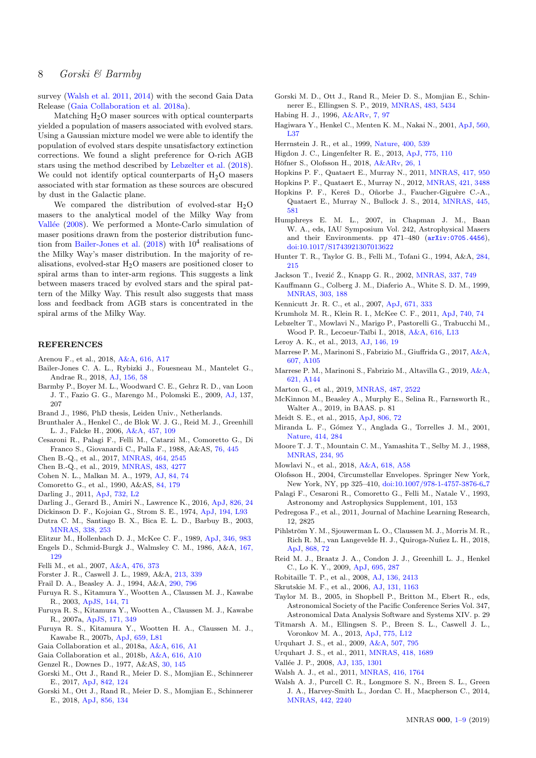survey (Walsh et al. 2011, 2014) with the second Gaia Data Release (Gaia Collaboration et al. 2018a).

Matching $H_2O$ maser sources with optical counterparts yielded a population of masers associated with evolved stars. Using a Gaussian mixture model we were able to identify the population of evolved stars despite unsatisfactory extinction corrections. We found a slight preference for O-rich AGB stars using the method described by Lebzelter et al. (2018). We could not identify optical counterparts of $H_2O$ masers associated with star formation as these sources are obscured by dust in the Galactic plane.

We compared the distribution of evolved-star $H_2O$ masers to the analytical model of the Milky Way from Vallée (2008). We performed a Monte-Carlo simulation of maser positions drawn from the posterior distribution function from Bailer-Jones et al. (2018) with $10^4$ realisations of the Milky Way's maser distribution. In the majority of realisations, evolved-star $H_2O$ masers are positioned closer to spiral arms than to inter-arm regions. This suggests a link between masers traced by evolved stars and the spiral pattern of the Milky Way. This result also suggests that mass loss and feedback from AGB stars is concentrated in the spiral arms of the Milky Way.

## REFERENCES

Arenou F., et al., 2018, A&A, 616, A17

Bailer-Jones C. A. L., Rybizki J., Fouesneau M., Mantelet G., Andrae R., 2018, AJ, 156, 58

Barmby P., Boyer M. L., Woodward C. E., Gehrz R. D., van Loon J. T., Fazio G. G., Marengo M., Polomski E., 2009, AJ, 137, 207

Brand J., 1986, PhD thesis, Leiden Univ., Netherlands.

Brunthaler A., Henkel C., de Blok W. J. G., Reid M. J., Greenhill L. J., Falcke H., 2006, A&A, 457, 109

Cesaroni R., Palagi F., Felli M., Catarzi M., Comoretto G., Di Franco S., Giovanardi C., Palla F., 1988, A&AS, 76, 445

Chen B.-Q., et al., 2017, MNRAS, 464, 2545

Chen B.-Q., et al., 2019, MNRAS, 483, 4277

Cohen N. L., Malkan M. A., 1979, AJ, 84, 74

Comoretto G., et al., 1990, A&AS, 84, 179

Darling J., 2011, ApJ, 732, L2

Darling J., Gerard B., Amiri N., Lawrence K., 2016, ApJ, 826, 24

Dickinson D. F., Kojoian G., Strom S. E., 1974, ApJ, 194, L93

Dutra C. M., Santiago B. X., Bica E. L. D., Barbuy B., 2003, MNRAS, 338, 253

Elitzur M., Hollenbach D. J., McKee C. F., 1989, ApJ, 346, 983

Engels D., Schmid-Burgk J., Walmsley C. M., 1986, A&A, 167, 129

Felli M., et al., 2007, A&A, 476, 373

Forster J. R., Caswell J. L., 1989, A&A, 213, 339

Frail D. A., Beasley A. J., 1994, A&A, 290, 796

Furuya R. S., Kitamura Y., Wootten A., Claussen M. J., Kawabe R., 2003, ApJS, 144, 71

Furuya R. S., Kitamura Y., Wootten A., Claussen M. J., Kawabe R., 2007a, ApJS, 171, 349

Furuya R. S., Kitamura Y., Wootten H. A., Claussen M. J., Kawabe R., 2007b, ApJ, 659, L81

Gaia Collaboration et al., 2018a, A&A, 616, A1

Gaia Collaboration et al., 2018b, A&A, 616, A10

Genzel R., Downes D., 1977, A&AS, 30, 145

Gorski M., Ott J., Rand R., Meier D. S., Momjian E., Schinnerer E., 2017, ApJ, 842, 124

Gorski M., Ott J., Rand R., Meier D. S., Momjian E., Schinnerer E., 2018, ApJ, 856, 134

Gorski M. D., Ott J., Rand R., Meier D. S., Momjian E., Schinnerer E., Ellingsen S. P., 2019, MNRAS, 483, 5434

Habing H. J., 1996, A&ARv, 7, 97

Hagiwara Y., Henkel C., Menten K. M., Nakai N., 2001, ApJ, 560, L37

Herrnstein J. R., et al., 1999, Nature, 400, 539

Higdon J. C., Lingenfelter R. E., 2013, ApJ, 775, 110

Höfner S., Olofsson H., 2018, A&ARv, 26, 1

Hopkins P. F., Quataert E., Murray N., 2011, MNRAS, 417, 950

Hopkins P. F., Quataert E., Murray N., 2012, MNRAS, 421, 3488

Hopkins P. F., Kereš D., Oñorbe J., Faucher-Giguère C.-A., Quataert E., Murray N., Bullock J. S., 2014, MNRAS, 445, 581

Humphreys E. M. L., 2007, in Chapman J. M., Baan W. A., eds, IAU Symposium Vol. 242, Astrophysical Masers and their Environments. pp 471–480 (arXiv:0705.4456), doi:10.1017/S1743921307013622

Hunter T. R., Taylor G. B., Felli M., Tofani G., 1994, A&A, 284, 215

Jackson T., Ivezić Ž., Knapp G. R., 2002, MNRAS, 337, 749

Kauffmann G., Colberg J. M., Diaferio A., White S. D. M., 1999, MNRAS, 303, 188

Kennicutt Jr. R. C., et al., 2007, ApJ, 671, 333

Krumholz M. R., Klein R. I., McKee C. F., 2011, ApJ, 740, 74

Lebzelter T., Mowlavi N., Marigo P., Pastorelli G., Trabucchi M., Wood P. R., Lecoeur-Taïbi I., 2018, A&A, 616, L13

Leroy A. K., et al., 2013, AJ, 146, 19

Marrese P. M., Marinoni S., Fabrizio M., Giuffrida G., 2017, A&A, 607, A105

Marrese P. M., Marinoni S., Fabrizio M., Altavilla G., 2019, A&A, 621, A144

Marton G., et al., 2019, MNRAS, 487, 2522

McKinnon M., Beasley A., Murphy E., Selina R., Farnsworth R., Walter A., 2019, in BAAS. p. 81

Meidt S. E., et al., 2015, ApJ, 806, 72

Miranda L. F., Gómez Y., Anglada G., Torrelles J. M., 2001, Nature, 414, 284

Moore T. J. T., Mountain C. M., Yamashita T., Selby M. J., 1988, MNRAS, 234, 95

Mowlavi N., et al., 2018, A&A, 618, A58

Olofsson H., 2004, Circumstellar Envelopes. Springer New York, New York, NY, pp 325–410, doi:10.1007/978-1-4757-3876-6_7

Palagi F., Cesaroni R., Comoretto G., Felli M., Natale V., 1993, Astronomy and Astrophysics Supplement, 101, 153

Pedregosa F., et al., 2011, Journal of Machine Learning Research, 12, 2825

Pihlström Y. M., Sjouwerman L. O., Claussen M. J., Morris M. R., Rich R. M., van Langevelde H. J., Quiroga-Nuñez L. H., 2018, ApJ, 868, 72

Reid M. J., Braatz J. A., Condon J. J., Greenhill L. J., Henkel C., Lo K. Y., 2009, ApJ, 695, 287

Robitaille T. P., et al., 2008, AJ, 136, 2413

Skrutskie M. F., et al., 2006, AJ, 131, 1163

Taylor M. B., 2005, in Shopbell P., Britton M., Ebert R., eds, Astronomical Society of the Pacific Conference Series Vol. 347, Astronomical Data Analysis Software and Systems XIV. p. 29

Titmarsh A. M., Ellingsen S. P., Breen S. L., Caswell J. L., Voronkov M. A., 2013, ApJ, 775, L12

Urquhart J. S., et al., 2009, A&A, 507, 795

Urquhart J. S., et al., 2011, MNRAS, 418, 1689

Vallée J. P., 2008, AJ, 135, 1301

Walsh A. J., et al., 2011, MNRAS, 416, 1764

Walsh A. J., Purcell C. R., Longmore S. N., Breen S. L., Green J. A., Harvey-Smith L., Jordan C. H., Macpherson C., 2014, MNRAS, 442, 2240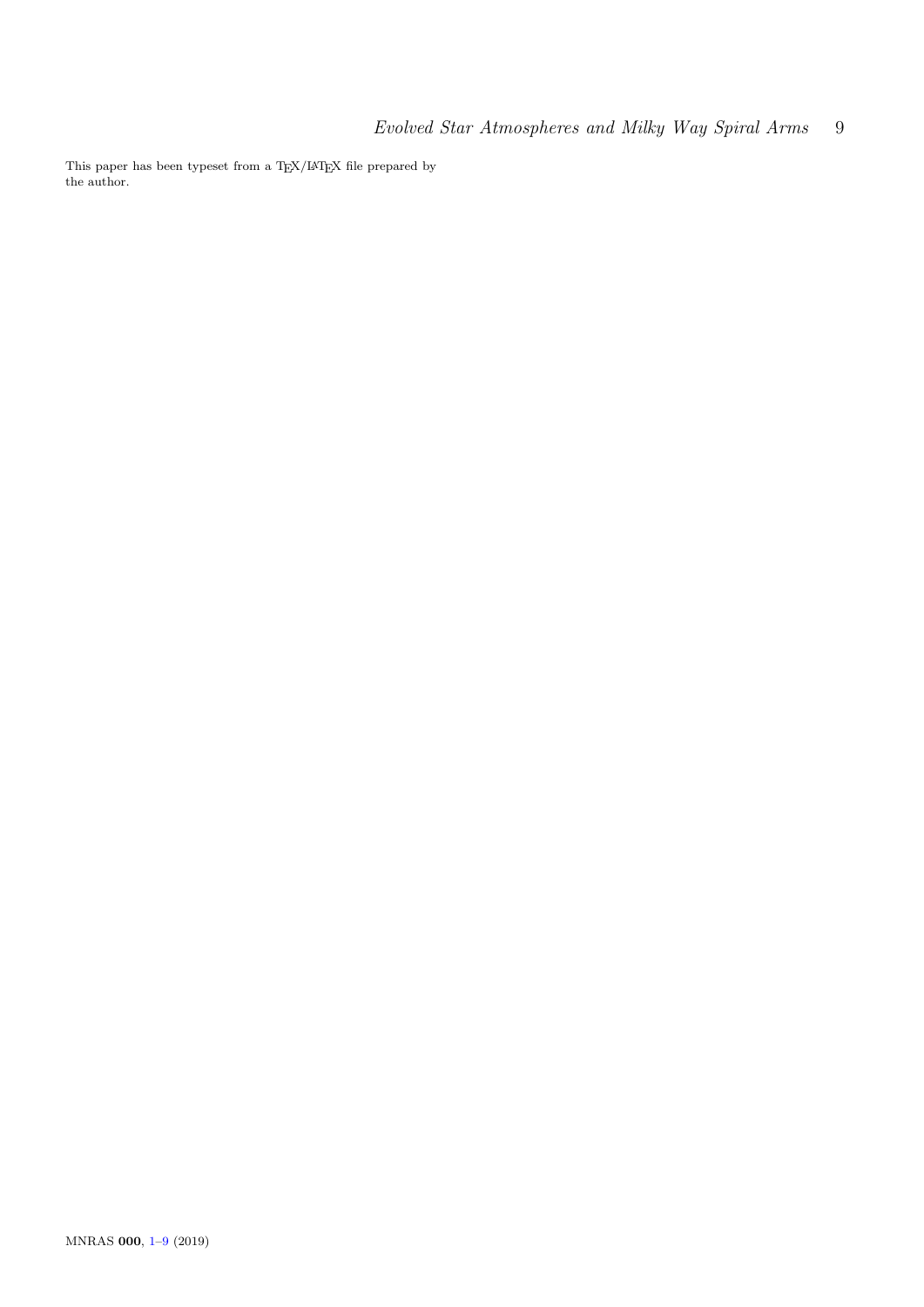This paper has been typeset from a TEX/LATEX file prepared by the author.